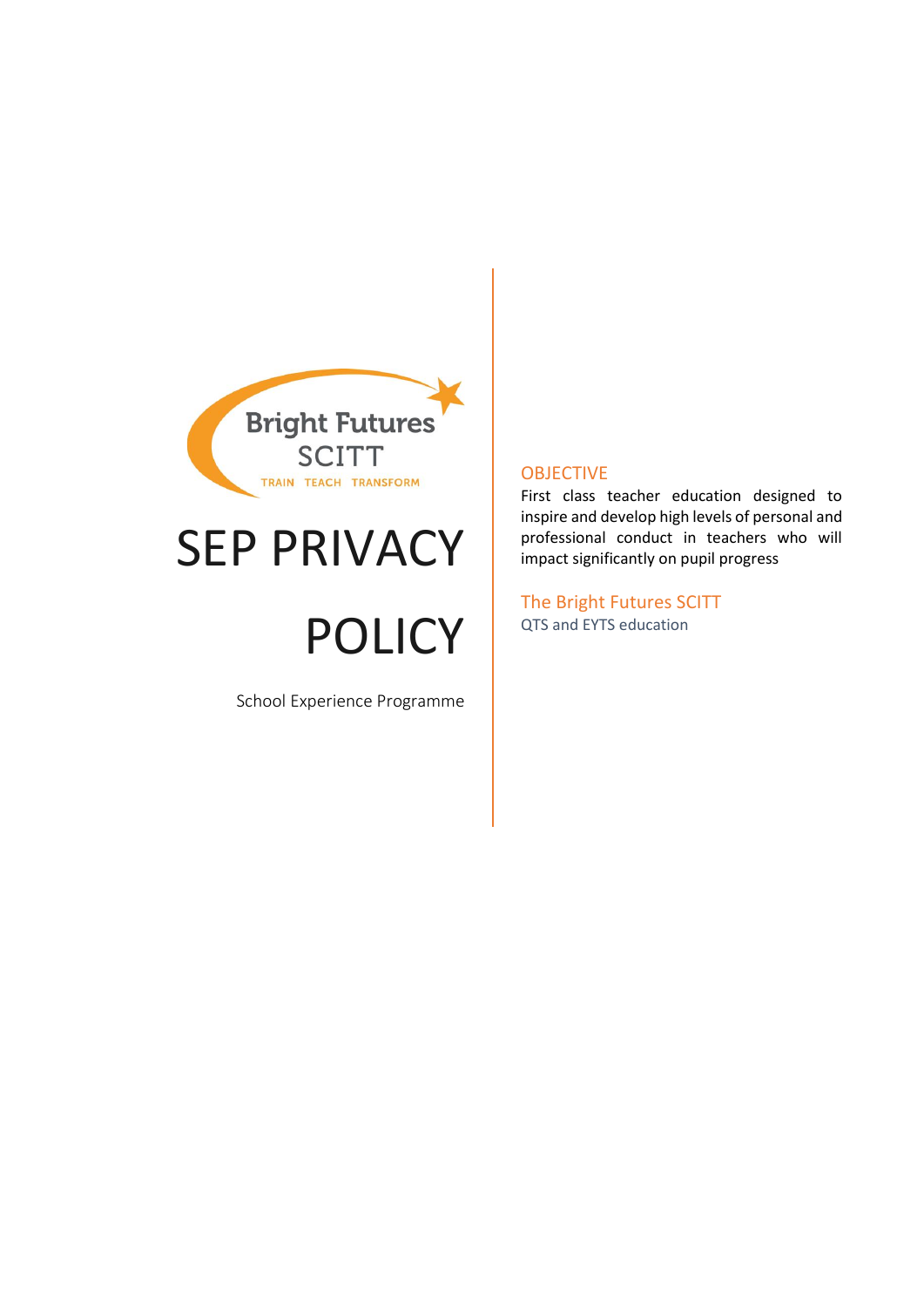Bright Futures SCITT

TRAIN TEACH TRANSFORM

# SEP PRIVACY POLICY

School Experience Programme

## OBJECTIVE

First class teacher education designed to inspire and develop high levels of personal and professional conduct in teachers who will impact significantly on pupil progress

## The Bright Futures SCITT

QTS and EYTS education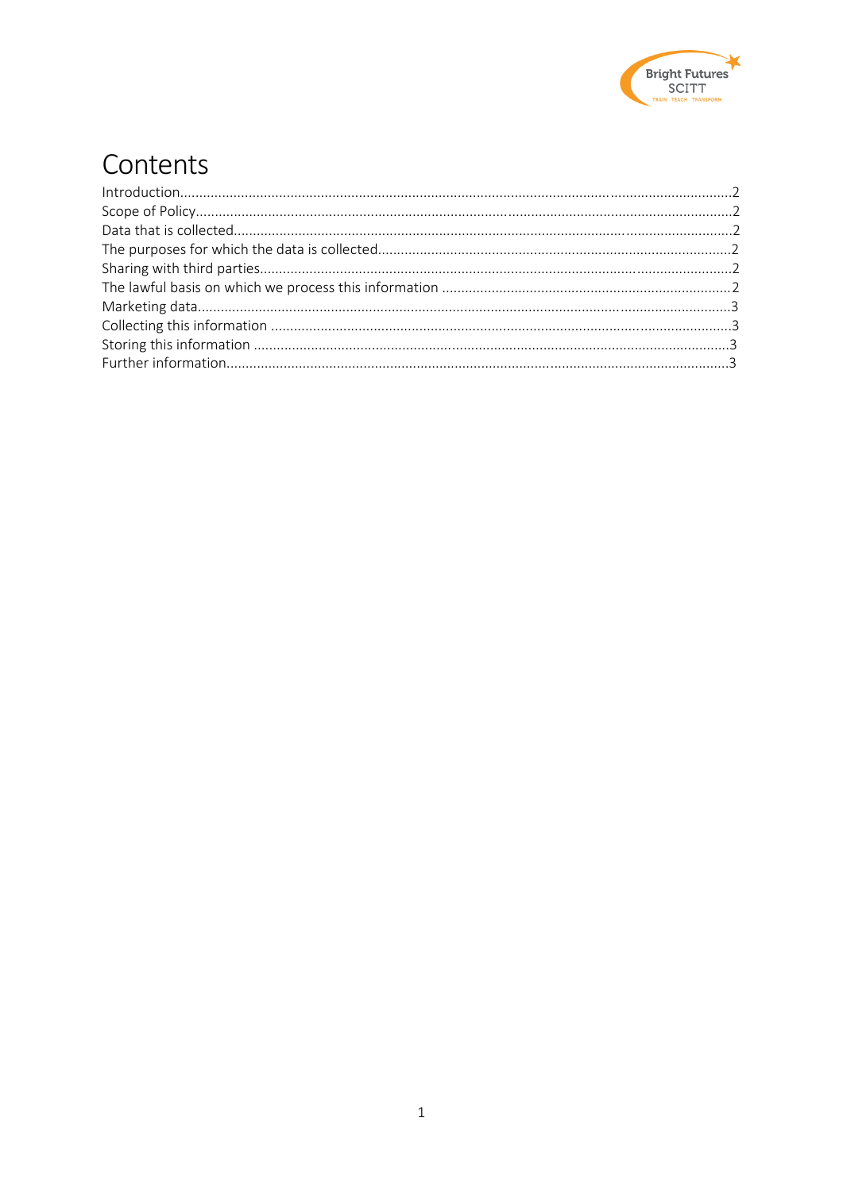# Contents

| | |
|---|---|
| Introduction | 2 |
| Scope of Policy | 2 |
| Data that is collected | 2 |
| The purposes for which the data is collected | 2 |
| Sharing with third parties | 2 |
| The lawful basis on which we process this information | 2 |
| Marketing data | 3 |
| Collecting this information | 3 |
| Storing this information | 3 |
| Further information | 3 |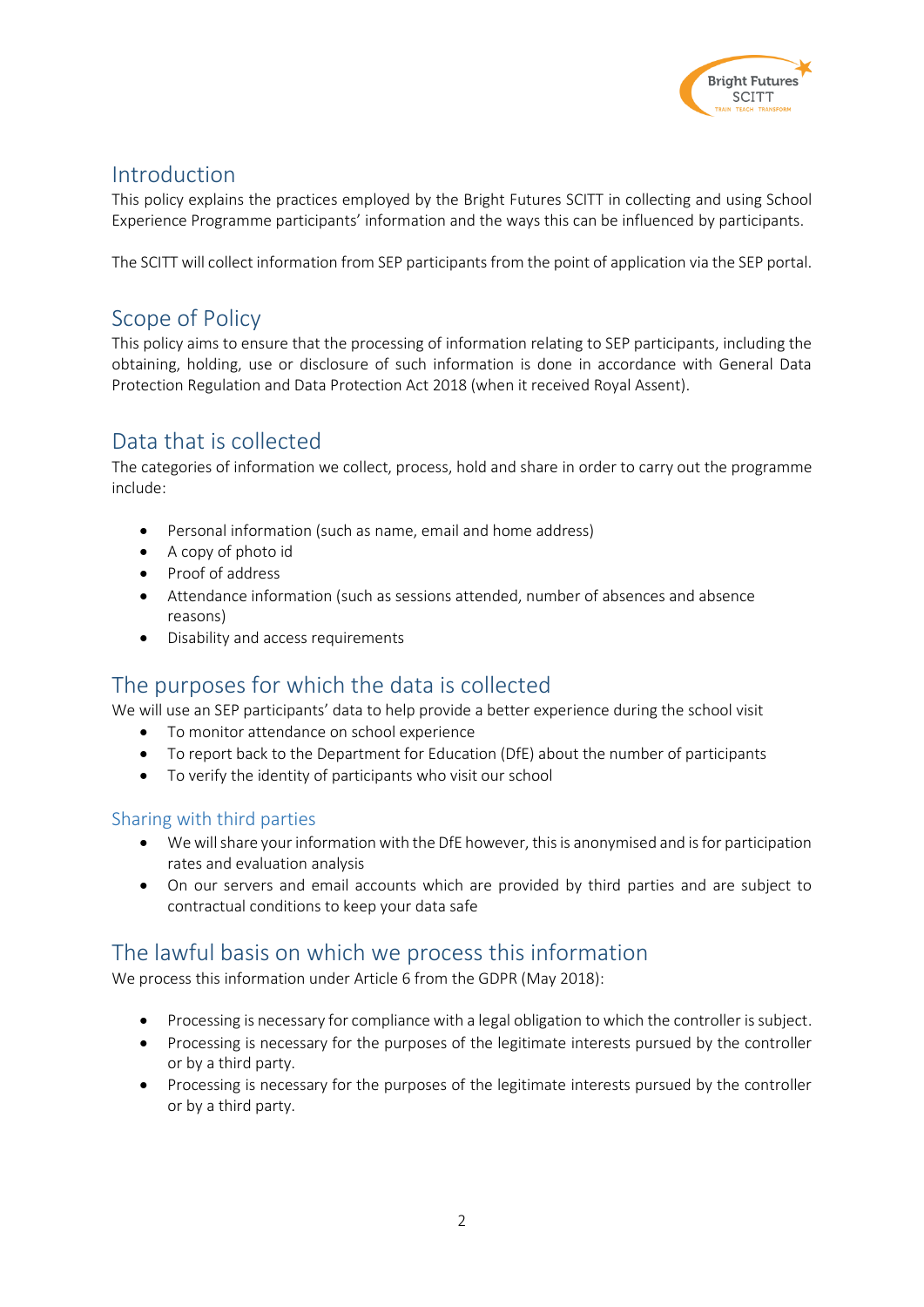## Introduction

This policy explains the practices employed by the Bright Futures SCITT in collecting and using School Experience Programme participants' information and the ways this can be influenced by participants.

The SCITT will collect information from SEP participants from the point of application via the SEP portal.

## Scope of Policy

This policy aims to ensure that the processing of information relating to SEP participants, including the obtaining, holding, use or disclosure of such information is done in accordance with General Data Protection Regulation and Data Protection Act 2018 (when it received Royal Assent).

## Data that is collected

The categories of information we collect, process, hold and share in order to carry out the programme include:

- Personal information (such as name, email and home address)
- A copy of photo id
- Proof of address
- Attendance information (such as sessions attended, number of absences and absence reasons)
- Disability and access requirements

## The purposes for which the data is collected

We will use an SEP participants' data to help provide a better experience during the school visit

- To monitor attendance on school experience
- To report back to the Department for Education (DfE) about the number of participants
- To verify the identity of participants who visit our school

### Sharing with third parties

- We will share your information with the DfE however, this is anonymised and is for participation rates and evaluation analysis
- On our servers and email accounts which are provided by third parties and are subject to contractual conditions to keep your data safe

## The lawful basis on which we process this information

We process this information under Article 6 from the GDPR (May 2018):

- Processing is necessary for compliance with a legal obligation to which the controller is subject.
- Processing is necessary for the purposes of the legitimate interests pursued by the controller or by a third party.
- Processing is necessary for the purposes of the legitimate interests pursued by the controller or by a third party.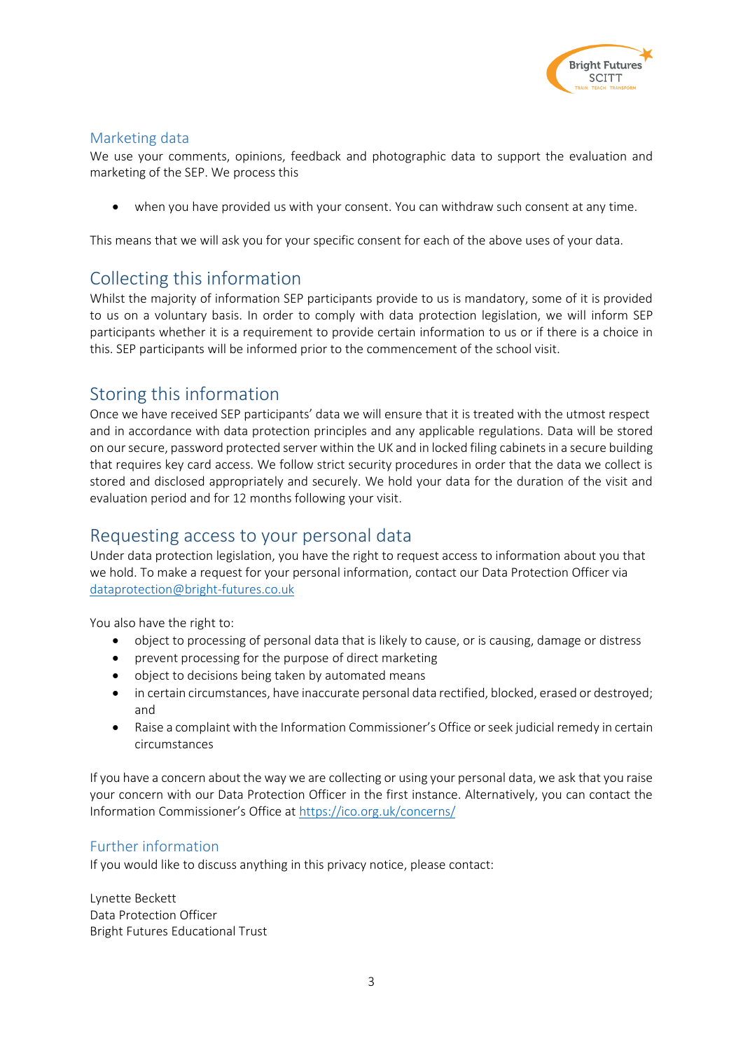### Marketing data

We use your comments, opinions, feedback and photographic data to support the evaluation and marketing of the SEP. We process this

- when you have provided us with your consent. You can withdraw such consent at any time.

This means that we will ask you for your specific consent for each of the above uses of your data.

## Collecting this information

Whilst the majority of information SEP participants provide to us is mandatory, some of it is provided to us on a voluntary basis. In order to comply with data protection legislation, we will inform SEP participants whether it is a requirement to provide certain information to us or if there is a choice in this. SEP participants will be informed prior to the commencement of the school visit.

## Storing this information

Once we have received SEP participants' data we will ensure that it is treated with the utmost respect and in accordance with data protection principles and any applicable regulations. Data will be stored on our secure, password protected server within the UK and in locked filing cabinets in a secure building that requires key card access. We follow strict security procedures in order that the data we collect is stored and disclosed appropriately and securely. We hold your data for the duration of the visit and evaluation period and for 12 months following your visit.

## Requesting access to your personal data

Under data protection legislation, you have the right to request access to information about you that we hold. To make a request for your personal information, contact our Data Protection Officer via dataprotection@bright-futures.co.uk

You also have the right to:

- object to processing of personal data that is likely to cause, or is causing, damage or distress
- prevent processing for the purpose of direct marketing
- object to decisions being taken by automated means
- in certain circumstances, have inaccurate personal data rectified, blocked, erased or destroyed; and
- Raise a complaint with the Information Commissioner's Office or seek judicial remedy in certain circumstances

If you have a concern about the way we are collecting or using your personal data, we ask that you raise your concern with our Data Protection Officer in the first instance. Alternatively, you can contact the Information Commissioner's Office at https://ico.org.uk/concerns/

### Further information

If you would like to discuss anything in this privacy notice, please contact:

Lynette Beckett
Data Protection Officer
Bright Futures Educational Trust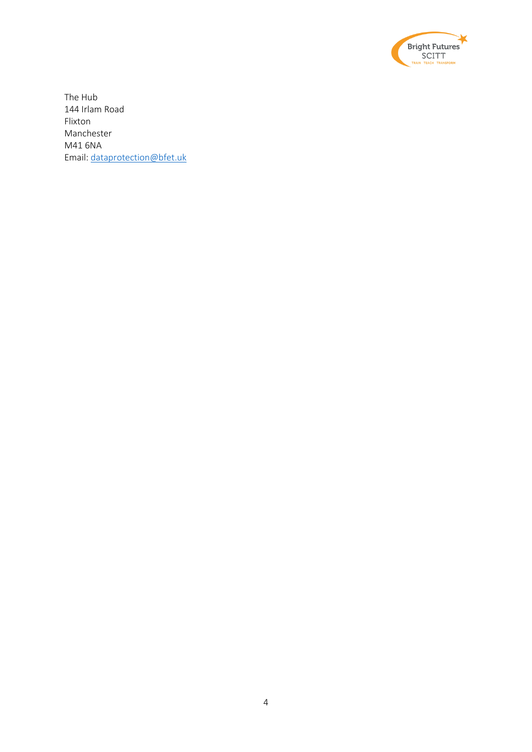The Hub
144 Irlam Road
Flixton
Manchester
M41 6NA
Email: dataprotection@bfet.uk